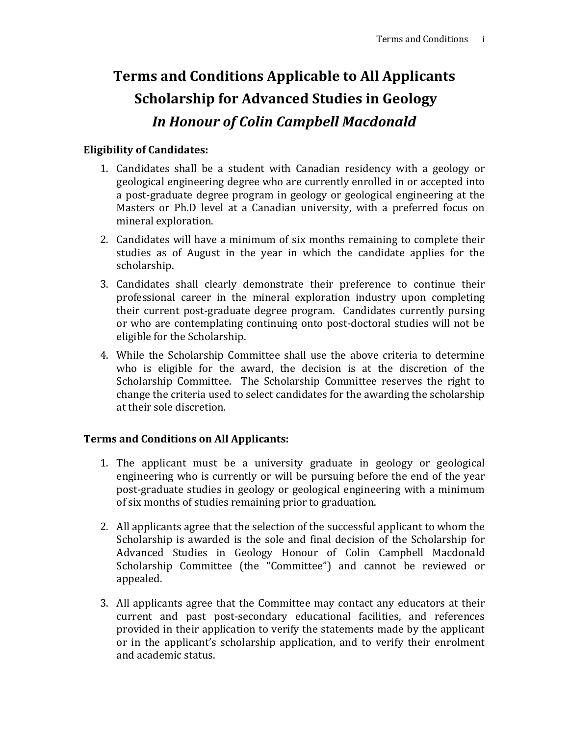# Terms and Conditions Applicable to All Applicants
# Scholarship for Advanced Studies in Geology
# *In Honour of Colin Campbell Macdonald*

**Eligibility of Candidates:**

1. Candidates shall be a student with Canadian residency with a geology or geological engineering degree who are currently enrolled in or accepted into a post-graduate degree program in geology or geological engineering at the Masters or Ph.D level at a Canadian university, with a preferred focus on mineral exploration.
2. Candidates will have a minimum of six months remaining to complete their studies as of August in the year in which the candidate applies for the scholarship.
3. Candidates shall clearly demonstrate their preference to continue their professional career in the mineral exploration industry upon completing their current post-graduate degree program. Candidates currently pursing or who are contemplating continuing onto post-doctoral studies will not be eligible for the Scholarship.
4. While the Scholarship Committee shall use the above criteria to determine who is eligible for the award, the decision is at the discretion of the Scholarship Committee. The Scholarship Committee reserves the right to change the criteria used to select candidates for the awarding the scholarship at their sole discretion.

**Terms and Conditions on All Applicants:**

1. The applicant must be a university graduate in geology or geological engineering who is currently or will be pursuing before the end of the year post-graduate studies in geology or geological engineering with a minimum of six months of studies remaining prior to graduation.

2. All applicants agree that the selection of the successful applicant to whom the Scholarship is awarded is the sole and final decision of the Scholarship for Advanced Studies in Geology Honour of Colin Campbell Macdonald Scholarship Committee (the "Committee") and cannot be reviewed or appealed.

3. All applicants agree that the Committee may contact any educators at their current and past post-secondary educational facilities, and references provided in their application to verify the statements made by the applicant or in the applicant's scholarship application, and to verify their enrolment and academic status.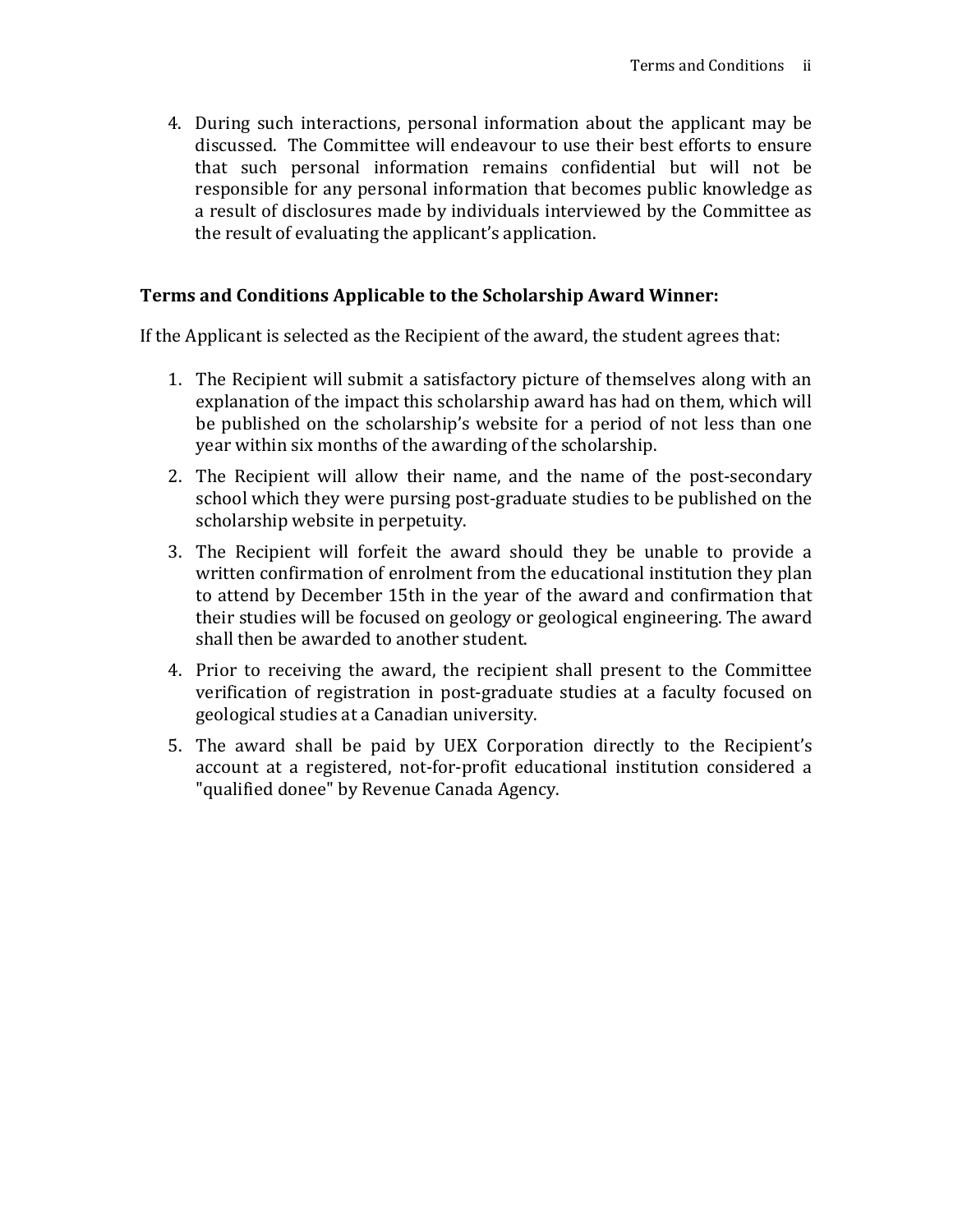4. During such interactions, personal information about the applicant may be discussed. The Committee will endeavour to use their best efforts to ensure that such personal information remains confidential but will not be responsible for any personal information that becomes public knowledge as a result of disclosures made by individuals interviewed by the Committee as the result of evaluating the applicant's application.

**Terms and Conditions Applicable to the Scholarship Award Winner:**

If the Applicant is selected as the Recipient of the award, the student agrees that:

1. The Recipient will submit a satisfactory picture of themselves along with an explanation of the impact this scholarship award has had on them, which will be published on the scholarship's website for a period of not less than one year within six months of the awarding of the scholarship.
2. The Recipient will allow their name, and the name of the post-secondary school which they were pursing post-graduate studies to be published on the scholarship website in perpetuity.
3. The Recipient will forfeit the award should they be unable to provide a written confirmation of enrolment from the educational institution they plan to attend by December 15th in the year of the award and confirmation that their studies will be focused on geology or geological engineering. The award shall then be awarded to another student.
4. Prior to receiving the award, the recipient shall present to the Committee verification of registration in post-graduate studies at a faculty focused on geological studies at a Canadian university.
5. The award shall be paid by UEX Corporation directly to the Recipient's account at a registered, not-for-profit educational institution considered a "qualified donee" by Revenue Canada Agency.